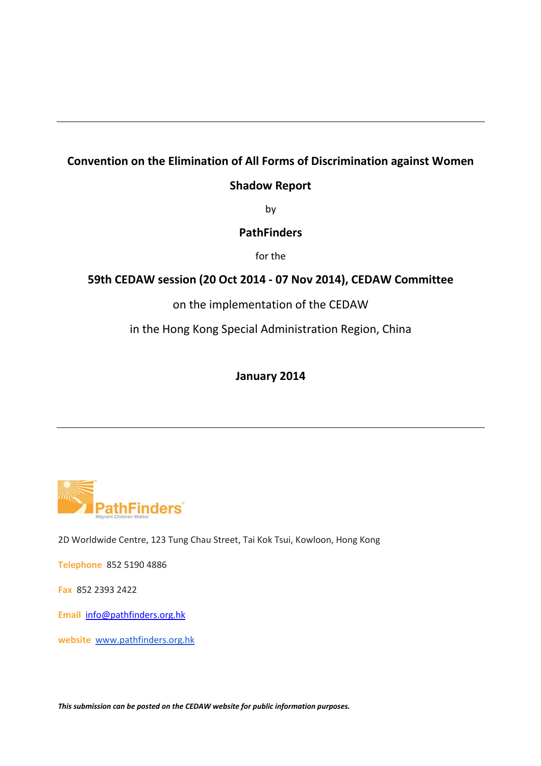---

**Convention on the Elimination of All Forms of Discrimination against Women**

**Shadow Report**

by

**PathFinders**

for the

**59th CEDAW session (20 Oct 2014 - 07 Nov 2014), CEDAW Committee**

on the implementation of the CEDAW

in the Hong Kong Special Administration Region, China

**January 2014**

---

PathFinders
Migrant Children Matter

2D Worldwide Centre, 123 Tung Chau Street, Tai Kok Tsui, Kowloon, Hong Kong

**Telephone** 852 5190 4886

**Fax** 852 2393 2422

**Email** info@pathfinders.org.hk

**website** www.pathfinders.org.hk

***This submission can be posted on the CEDAW website for public information purposes.***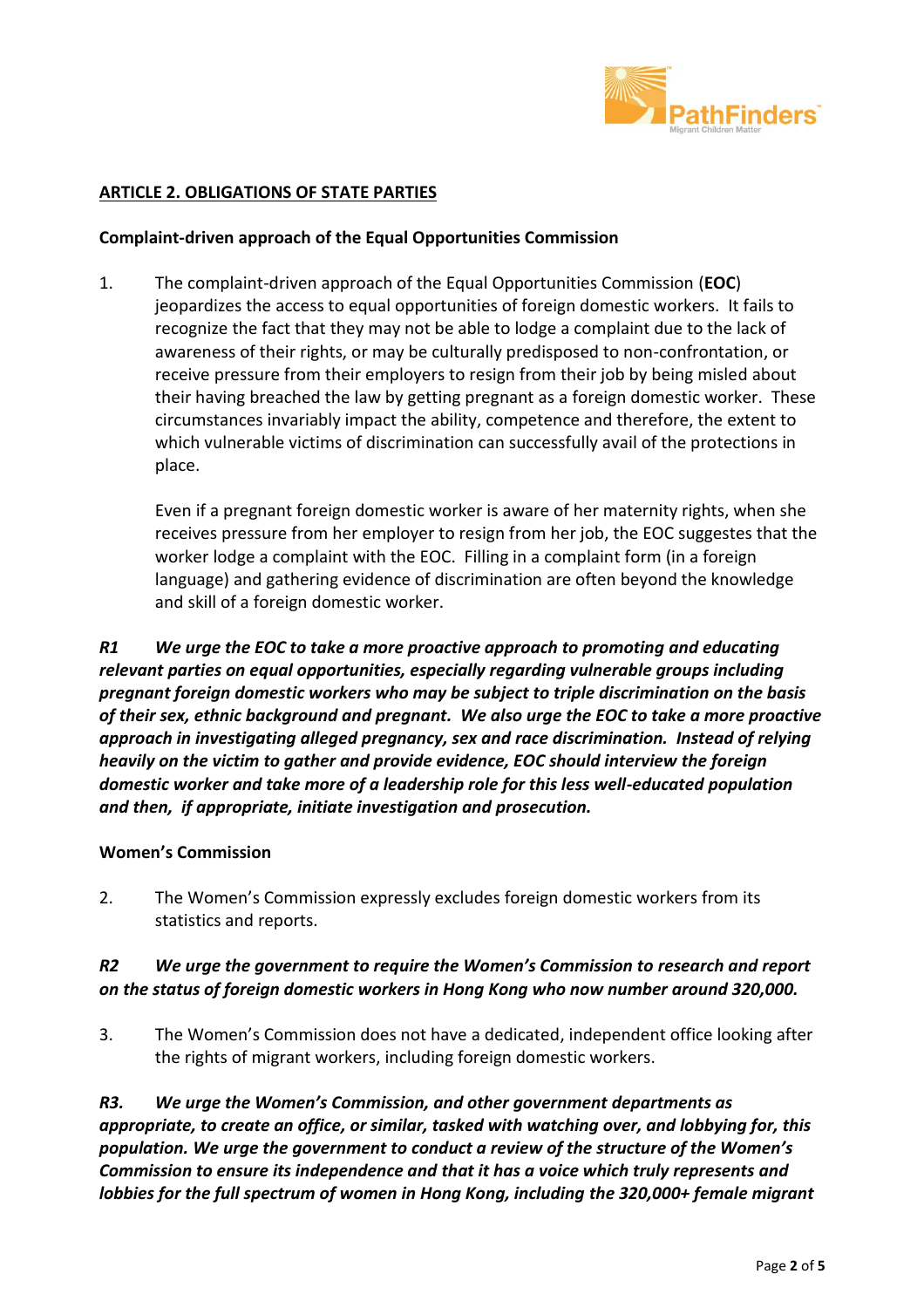## ARTICLE 2. OBLIGATIONS OF STATE PARTIES

### Complaint-driven approach of the Equal Opportunities Commission

1. The complaint-driven approach of the Equal Opportunities Commission (**EOC**) jeopardizes the access to equal opportunities of foreign domestic workers. It fails to recognize the fact that they may not be able to lodge a complaint due to the lack of awareness of their rights, or may be culturally predisposed to non-confrontation, or receive pressure from their employers to resign from their job by being misled about their having breached the law by getting pregnant as a foreign domestic worker. These circumstances invariably impact the ability, competence and therefore, the extent to which vulnerable victims of discrimination can successfully avail of the protections in place.

   Even if a pregnant foreign domestic worker is aware of her maternity rights, when she receives pressure from her employer to resign from her job, the EOC suggestes that the worker lodge a complaint with the EOC. Filling in a complaint form (in a foreign language) and gathering evidence of discrimination are often beyond the knowledge and skill of a foreign domestic worker.

***R1 We urge the EOC to take a more proactive approach to promoting and educating relevant parties on equal opportunities, especially regarding vulnerable groups including pregnant foreign domestic workers who may be subject to triple discrimination on the basis of their sex, ethnic background and pregnant. We also urge the EOC to take a more proactive approach in investigating alleged pregnancy, sex and race discrimination. Instead of relying heavily on the victim to gather and provide evidence, EOC should interview the foreign domestic worker and take more of a leadership role for this less well-educated population and then, if appropriate, initiate investigation and prosecution.***

### Women's Commission

2. The Women's Commission expressly excludes foreign domestic workers from its statistics and reports.

***R2 We urge the government to require the Women's Commission to research and report on the status of foreign domestic workers in Hong Kong who now number around 320,000.***

3. The Women's Commission does not have a dedicated, independent office looking after the rights of migrant workers, including foreign domestic workers.

***R3. We urge the Women's Commission, and other government departments as appropriate, to create an office, or similar, tasked with watching over, and lobbying for, this population. We urge the government to conduct a review of the structure of the Women's Commission to ensure its independence and that it has a voice which truly represents and lobbies for the full spectrum of women in Hong Kong, including the 320,000+ female migrant***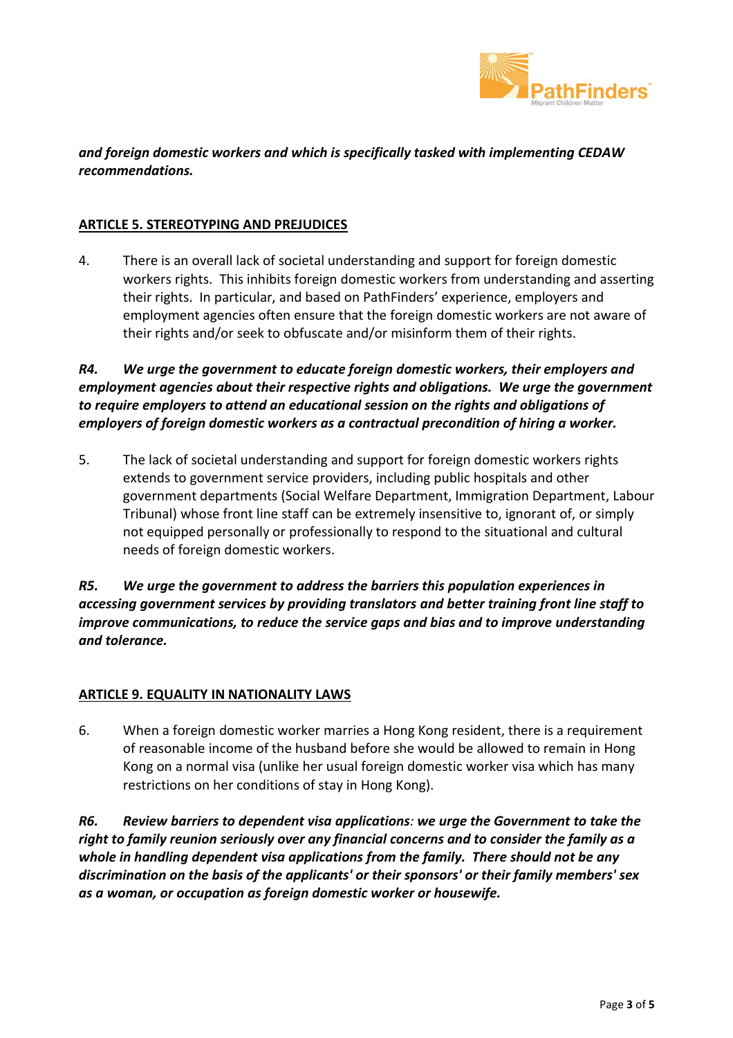***and foreign domestic workers and which is specifically tasked with implementing CEDAW recommendations.***

**ARTICLE 5. STEREOTYPING AND PREJUDICES**

4. There is an overall lack of societal understanding and support for foreign domestic workers rights. This inhibits foreign domestic workers from understanding and asserting their rights. In particular, and based on PathFinders' experience, employers and employment agencies often ensure that the foreign domestic workers are not aware of their rights and/or seek to obfuscate and/or misinform them of their rights.

***R4. We urge the government to educate foreign domestic workers, their employers and employment agencies about their respective rights and obligations. We urge the government to require employers to attend an educational session on the rights and obligations of employers of foreign domestic workers as a contractual precondition of hiring a worker.***

5. The lack of societal understanding and support for foreign domestic workers rights extends to government service providers, including public hospitals and other government departments (Social Welfare Department, Immigration Department, Labour Tribunal) whose front line staff can be extremely insensitive to, ignorant of, or simply not equipped personally or professionally to respond to the situational and cultural needs of foreign domestic workers.

***R5. We urge the government to address the barriers this population experiences in accessing government services by providing translators and better training front line staff to improve communications, to reduce the service gaps and bias and to improve understanding and tolerance.***

**ARTICLE 9. EQUALITY IN NATIONALITY LAWS**

6. When a foreign domestic worker marries a Hong Kong resident, there is a requirement of reasonable income of the husband before she would be allowed to remain in Hong Kong on a normal visa (unlike her usual foreign domestic worker visa which has many restrictions on her conditions of stay in Hong Kong).

***R6. Review barriers to dependent visa applications: we urge the Government to take the right to family reunion seriously over any financial concerns and to consider the family as a whole in handling dependent visa applications from the family. There should not be any discrimination on the basis of the applicants' or their sponsors' or their family members' sex as a woman, or occupation as foreign domestic worker or housewife.***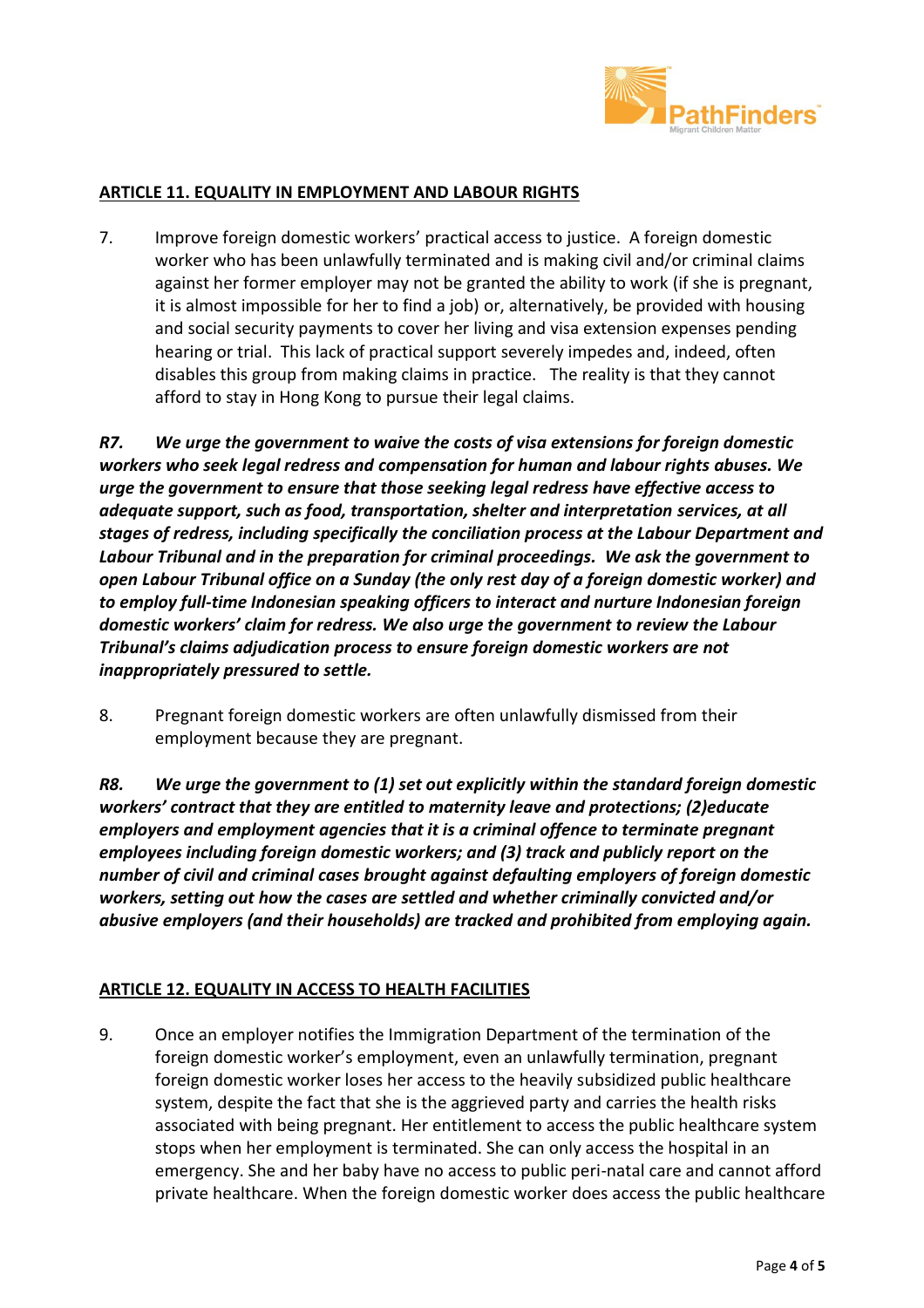## ARTICLE 11. EQUALITY IN EMPLOYMENT AND LABOUR RIGHTS

7. Improve foreign domestic workers' practical access to justice. A foreign domestic worker who has been unlawfully terminated and is making civil and/or criminal claims against her former employer may not be granted the ability to work (if she is pregnant, it is almost impossible for her to find a job) or, alternatively, be provided with housing and social security payments to cover her living and visa extension expenses pending hearing or trial. This lack of practical support severely impedes and, indeed, often disables this group from making claims in practice. The reality is that they cannot afford to stay in Hong Kong to pursue their legal claims.

***R7. We urge the government to waive the costs of visa extensions for foreign domestic workers who seek legal redress and compensation for human and labour rights abuses. We urge the government to ensure that those seeking legal redress have effective access to adequate support, such as food, transportation, shelter and interpretation services, at all stages of redress, including specifically the conciliation process at the Labour Department and Labour Tribunal and in the preparation for criminal proceedings. We ask the government to open Labour Tribunal office on a Sunday (the only rest day of a foreign domestic worker) and to employ full-time Indonesian speaking officers to interact and nurture Indonesian foreign domestic workers' claim for redress. We also urge the government to review the Labour Tribunal's claims adjudication process to ensure foreign domestic workers are not inappropriately pressured to settle.***

8. Pregnant foreign domestic workers are often unlawfully dismissed from their employment because they are pregnant.

***R8. We urge the government to (1) set out explicitly within the standard foreign domestic workers' contract that they are entitled to maternity leave and protections; (2)educate employers and employment agencies that it is a criminal offence to terminate pregnant employees including foreign domestic workers; and (3) track and publicly report on the number of civil and criminal cases brought against defaulting employers of foreign domestic workers, setting out how the cases are settled and whether criminally convicted and/or abusive employers (and their households) are tracked and prohibited from employing again.***

## ARTICLE 12. EQUALITY IN ACCESS TO HEALTH FACILITIES

9. Once an employer notifies the Immigration Department of the termination of the foreign domestic worker's employment, even an unlawfully termination, pregnant foreign domestic worker loses her access to the heavily subsidized public healthcare system, despite the fact that she is the aggrieved party and carries the health risks associated with being pregnant. Her entitlement to access the public healthcare system stops when her employment is terminated. She can only access the hospital in an emergency. She and her baby have no access to public peri-natal care and cannot afford private healthcare. When the foreign domestic worker does access the public healthcare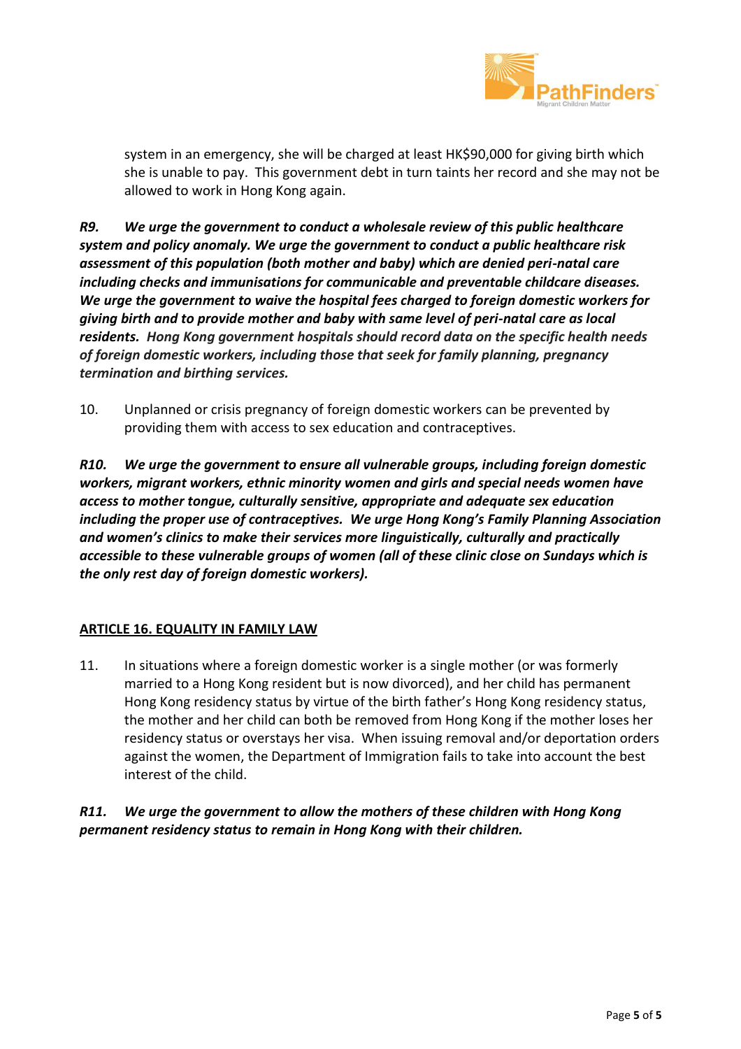system in an emergency, she will be charged at least HK$90,000 for giving birth which she is unable to pay. This government debt in turn taints her record and she may not be allowed to work in Hong Kong again.

***R9. We urge the government to conduct a wholesale review of this public healthcare system and policy anomaly. We urge the government to conduct a public healthcare risk assessment of this population (both mother and baby) which are denied peri-natal care including checks and immunisations for communicable and preventable childcare diseases. We urge the government to waive the hospital fees charged to foreign domestic workers for giving birth and to provide mother and baby with same level of peri-natal care as local residents. Hong Kong government hospitals should record data on the specific health needs of foreign domestic workers, including those that seek for family planning, pregnancy termination and birthing services.***

10. Unplanned or crisis pregnancy of foreign domestic workers can be prevented by providing them with access to sex education and contraceptives.

***R10. We urge the government to ensure all vulnerable groups, including foreign domestic workers, migrant workers, ethnic minority women and girls and special needs women have access to mother tongue, culturally sensitive, appropriate and adequate sex education including the proper use of contraceptives. We urge Hong Kong's Family Planning Association and women's clinics to make their services more linguistically, culturally and practically accessible to these vulnerable groups of women (all of these clinic close on Sundays which is the only rest day of foreign domestic workers).***

## ARTICLE 16. EQUALITY IN FAMILY LAW

11. In situations where a foreign domestic worker is a single mother (or was formerly married to a Hong Kong resident but is now divorced), and her child has permanent Hong Kong residency status by virtue of the birth father's Hong Kong residency status, the mother and her child can both be removed from Hong Kong if the mother loses her residency status or overstays her visa. When issuing removal and/or deportation orders against the women, the Department of Immigration fails to take into account the best interest of the child.

***R11. We urge the government to allow the mothers of these children with Hong Kong permanent residency status to remain in Hong Kong with their children.***